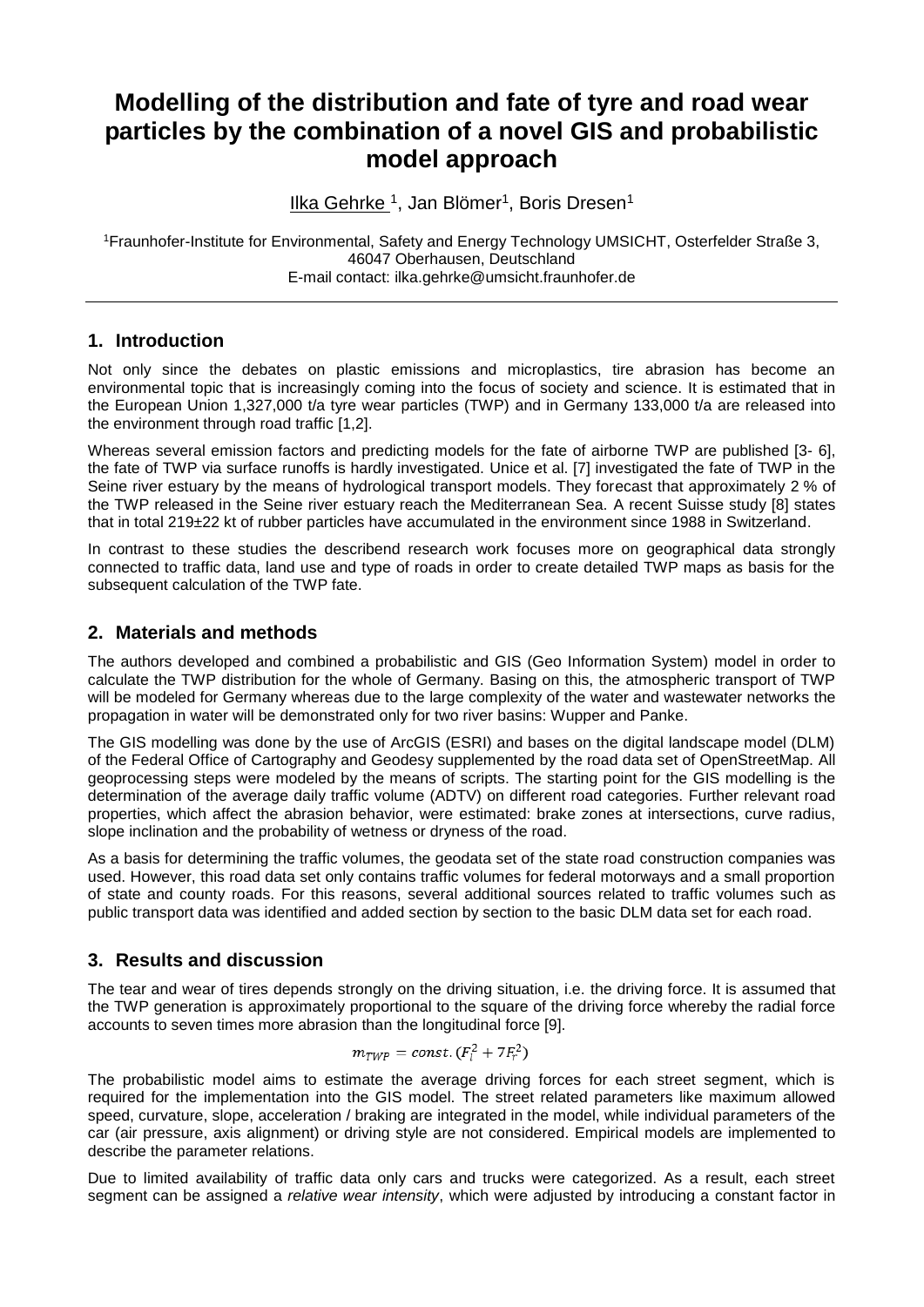# Modelling of the distribution and fate of tyre and road wear particles by the combination of a novel GIS and probabilistic model approach

Ilka Gehrke [1], Jan Blömer[1], Boris Dresen[1]

[1]Fraunhofer-Institute for Environmental, Safety and Energy Technology UMSICHT, Osterfelder Straße 3, 46047 Oberhausen, Deutschland
E-mail contact: ilka.gehrke@umsicht.fraunhofer.de

## 1. Introduction

Not only since the debates on plastic emissions and microplastics, tire abrasion has become an environmental topic that is increasingly coming into the focus of society and science. It is estimated that in the European Union 1,327,000 t/a tyre wear particles (TWP) and in Germany 133,000 t/a are released into the environment through road traffic [1,2].

Whereas several emission factors and predicting models for the fate of airborne TWP are published [3- 6], the fate of TWP via surface runoffs is hardly investigated. Unice et al. [7] investigated the fate of TWP in the Seine river estuary by the means of hydrological transport models. They forecast that approximately 2 % of the TWP released in the Seine river estuary reach the Mediterranean Sea. A recent Suisse study [8] states that in total 219±22 kt of rubber particles have accumulated in the environment since 1988 in Switzerland.

In contrast to these studies the describend research work focuses more on geographical data strongly connected to traffic data, land use and type of roads in order to create detailed TWP maps as basis for the subsequent calculation of the TWP fate.

## 2. Materials and methods

The authors developed and combined a probabilistic and GIS (Geo Information System) model in order to calculate the TWP distribution for the whole of Germany. Basing on this, the atmospheric transport of TWP will be modeled for Germany whereas due to the large complexity of the water and wastewater networks the propagation in water will be demonstrated only for two river basins: Wupper and Panke.

The GIS modelling was done by the use of ArcGIS (ESRI) and bases on the digital landscape model (DLM) of the Federal Office of Cartography and Geodesy supplemented by the road data set of OpenStreetMap. All geoprocessing steps were modeled by the means of scripts. The starting point for the GIS modelling is the determination of the average daily traffic volume (ADTV) on different road categories. Further relevant road properties, which affect the abrasion behavior, were estimated: brake zones at intersections, curve radius, slope inclination and the probability of wetness or dryness of the road.

As a basis for determining the traffic volumes, the geodata set of the state road construction companies was used. However, this road data set only contains traffic volumes for federal motorways and a small proportion of state and county roads. For this reasons, several additional sources related to traffic volumes such as public transport data was identified and added section by section to the basic DLM data set for each road.

## 3. Results and discussion

The tear and wear of tires depends strongly on the driving situation, i.e. the driving force. It is assumed that the TWP generation is approximately proportional to the square of the driving force whereby the radial force accounts to seven times more abrasion than the longitudinal force [9].

$$m_{TWP} = const.(F_l^2 + 7F_r^2)$$

The probabilistic model aims to estimate the average driving forces for each street segment, which is required for the implementation into the GIS model. The street related parameters like maximum allowed speed, curvature, slope, acceleration / braking are integrated in the model, while individual parameters of the car (air pressure, axis alignment) or driving style are not considered. Empirical models are implemented to describe the parameter relations.

Due to limited availability of traffic data only cars and trucks were categorized. As a result, each street segment can be assigned a *relative wear intensity*, which were adjusted by introducing a constant factor in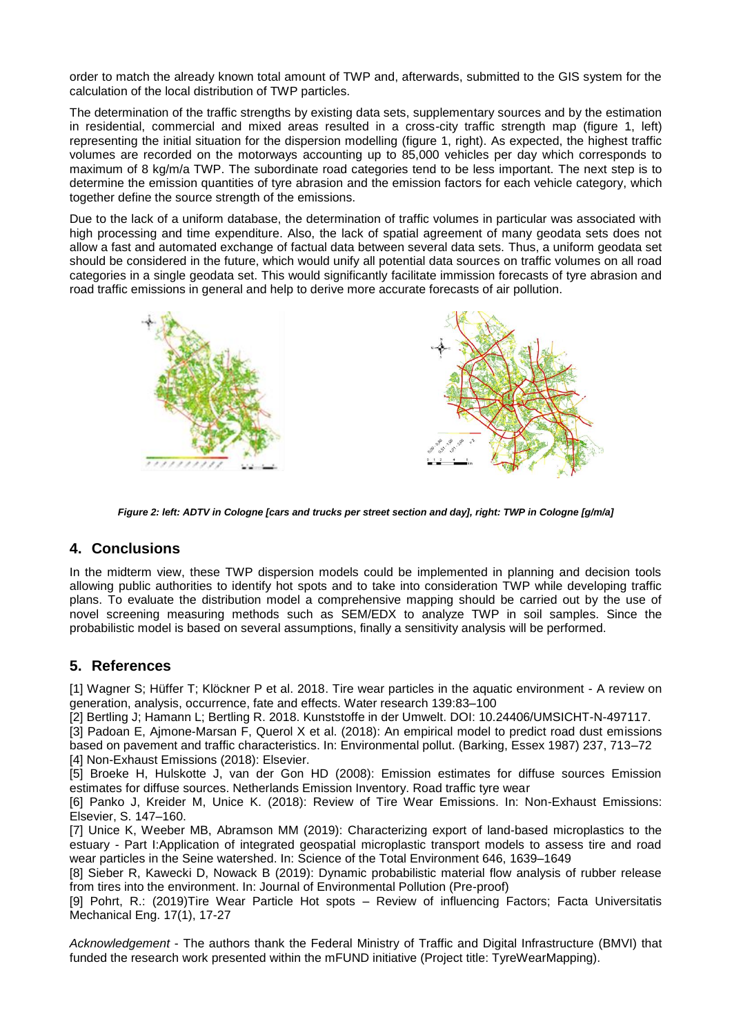order to match the already known total amount of TWP and, afterwards, submitted to the GIS system for the calculation of the local distribution of TWP particles.

The determination of the traffic strengths by existing data sets, supplementary sources and by the estimation in residential, commercial and mixed areas resulted in a cross-city traffic strength map (figure 1, left) representing the initial situation for the dispersion modelling (figure 1, right). As expected, the highest traffic volumes are recorded on the motorways accounting up to 85,000 vehicles per day which corresponds to maximum of 8 kg/m/a TWP. The subordinate road categories tend to be less important. The next step is to determine the emission quantities of tyre abrasion and the emission factors for each vehicle category, which together define the source strength of the emissions.

Due to the lack of a uniform database, the determination of traffic volumes in particular was associated with high processing and time expenditure. Also, the lack of spatial agreement of many geodata sets does not allow a fast and automated exchange of factual data between several data sets. Thus, a uniform geodata set should be considered in the future, which would unify all potential data sources on traffic volumes on all road categories in a single geodata set. This would significantly facilitate immission forecasts of tyre abrasion and road traffic emissions in general and help to derive more accurate forecasts of air pollution.

***Figure 2: left: ADTV in Cologne [cars and trucks per street section and day], right: TWP in Cologne [g/m/a]***

## 4. Conclusions

In the midterm view, these TWP dispersion models could be implemented in planning and decision tools allowing public authorities to identify hot spots and to take into consideration TWP while developing traffic plans. To evaluate the distribution model a comprehensive mapping should be carried out by the use of novel screening measuring methods such as SEM/EDX to analyze TWP in soil samples. Since the probabilistic model is based on several assumptions, finally a sensitivity analysis will be performed.

## 5. References

[1] Wagner S; Hüffer T; Klöckner P et al. 2018. Tire wear particles in the aquatic environment - A review on generation, analysis, occurrence, fate and effects. Water research 139:83–100

[2] Bertling J; Hamann L; Bertling R. 2018. Kunststoffe in der Umwelt. DOI: 10.24406/UMSICHT-N-497117.

[3] Padoan E, Ajmone-Marsan F, Querol X et al. (2018): An empirical model to predict road dust emissions based on pavement and traffic characteristics. In: Environmental pollut. (Barking, Essex 1987) 237, 713–72

[4] Non-Exhaust Emissions (2018): Elsevier.

[5] Broeke H, Hulskotte J, van der Gon HD (2008): Emission estimates for diffuse sources Emission estimates for diffuse sources. Netherlands Emission Inventory. Road traffic tyre wear

[6] Panko J, Kreider M, Unice K. (2018): Review of Tire Wear Emissions. In: Non-Exhaust Emissions: Elsevier, S. 147–160.

[7] Unice K, Weeber MB, Abramson MM (2019): Characterizing export of land-based microplastics to the estuary - Part I:Application of integrated geospatial microplastic transport models to assess tire and road wear particles in the Seine watershed. In: Science of the Total Environment 646, 1639–1649

[8] Sieber R, Kawecki D, Nowack B (2019): Dynamic probabilistic material flow analysis of rubber release from tires into the environment. In: Journal of Environmental Pollution (Pre-proof)

[9] Pohrt, R.: (2019)Tire Wear Particle Hot spots – Review of influencing Factors; Facta Universitatis Mechanical Eng. 17(1), 17-27

*Acknowledgement* - The authors thank the Federal Ministry of Traffic and Digital Infrastructure (BMVI) that funded the research work presented within the mFUND initiative (Project title: TyreWearMapping).